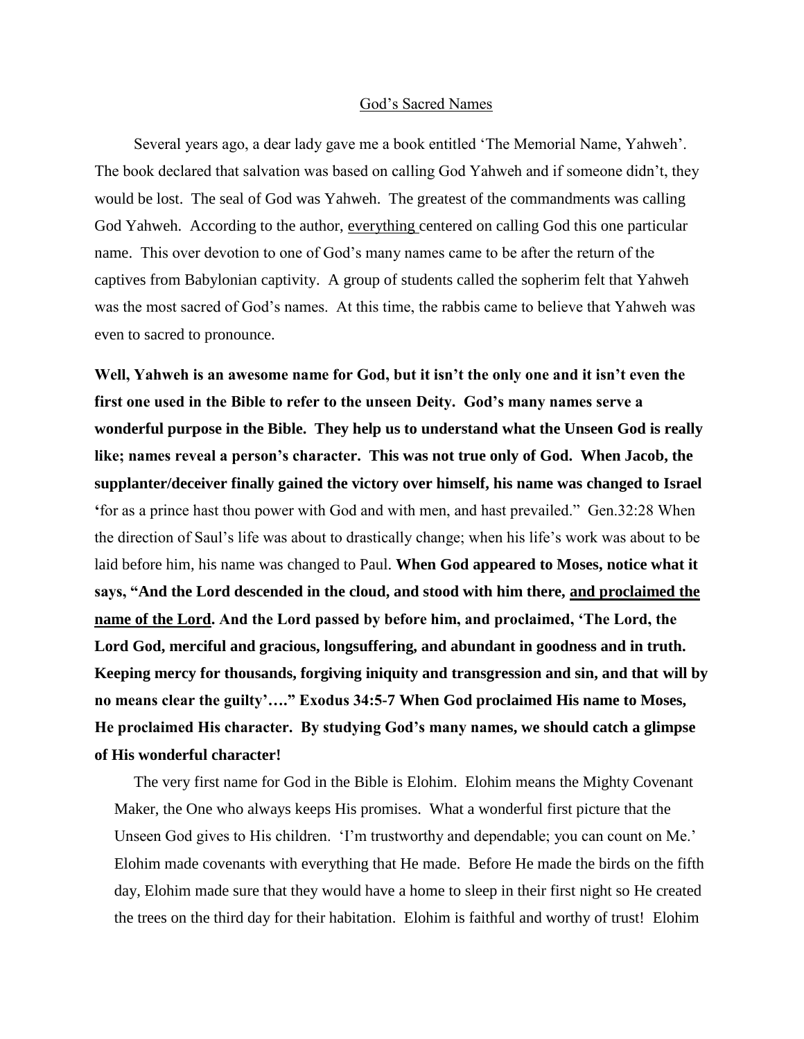<u>God's Sacred Names</u>

Several years ago, a dear lady gave me a book entitled 'The Memorial Name, Yahweh'. The book declared that salvation was based on calling God Yahweh and if someone didn't, they would be lost. The seal of God was Yahweh. The greatest of the commandments was calling God Yahweh. According to the author, <u>everything</u> centered on calling God this one particular name. This over devotion to one of God's many names came to be after the return of the captives from Babylonian captivity. A group of students called the sopherim felt that Yahweh was the most sacred of God's names. At this time, the rabbis came to believe that Yahweh was even to sacred to pronounce.

**Well, Yahweh is an awesome name for God, but it isn't the only one and it isn't even the first one used in the Bible to refer to the unseen Deity. God's many names serve a wonderful purpose in the Bible. They help us to understand what the Unseen God is really like; names reveal a person's character. This was not true only of God. When Jacob, the supplanter/deceiver finally gained the victory over himself, his name was changed to Israel** 'for as a prince hast thou power with God and with men, and hast prevailed." Gen.32:28 When the direction of Saul's life was about to drastically change; when his life's work was about to be laid before him, his name was changed to Paul. **When God appeared to Moses, notice what it says, "And the Lord descended in the cloud, and stood with him there, <u>and proclaimed the name of the Lord</u>. And the Lord passed by before him, and proclaimed, 'The Lord, the Lord God, merciful and gracious, longsuffering, and abundant in goodness and in truth. Keeping mercy for thousands, forgiving iniquity and transgression and sin, and that will by no means clear the guilty'…." Exodus 34:5-7 When God proclaimed His name to Moses, He proclaimed His character. By studying God's many names, we should catch a glimpse of His wonderful character!**

The very first name for God in the Bible is Elohim. Elohim means the Mighty Covenant Maker, the One who always keeps His promises. What a wonderful first picture that the Unseen God gives to His children. 'I'm trustworthy and dependable; you can count on Me.' Elohim made covenants with everything that He made. Before He made the birds on the fifth day, Elohim made sure that they would have a home to sleep in their first night so He created the trees on the third day for their habitation. Elohim is faithful and worthy of trust! Elohim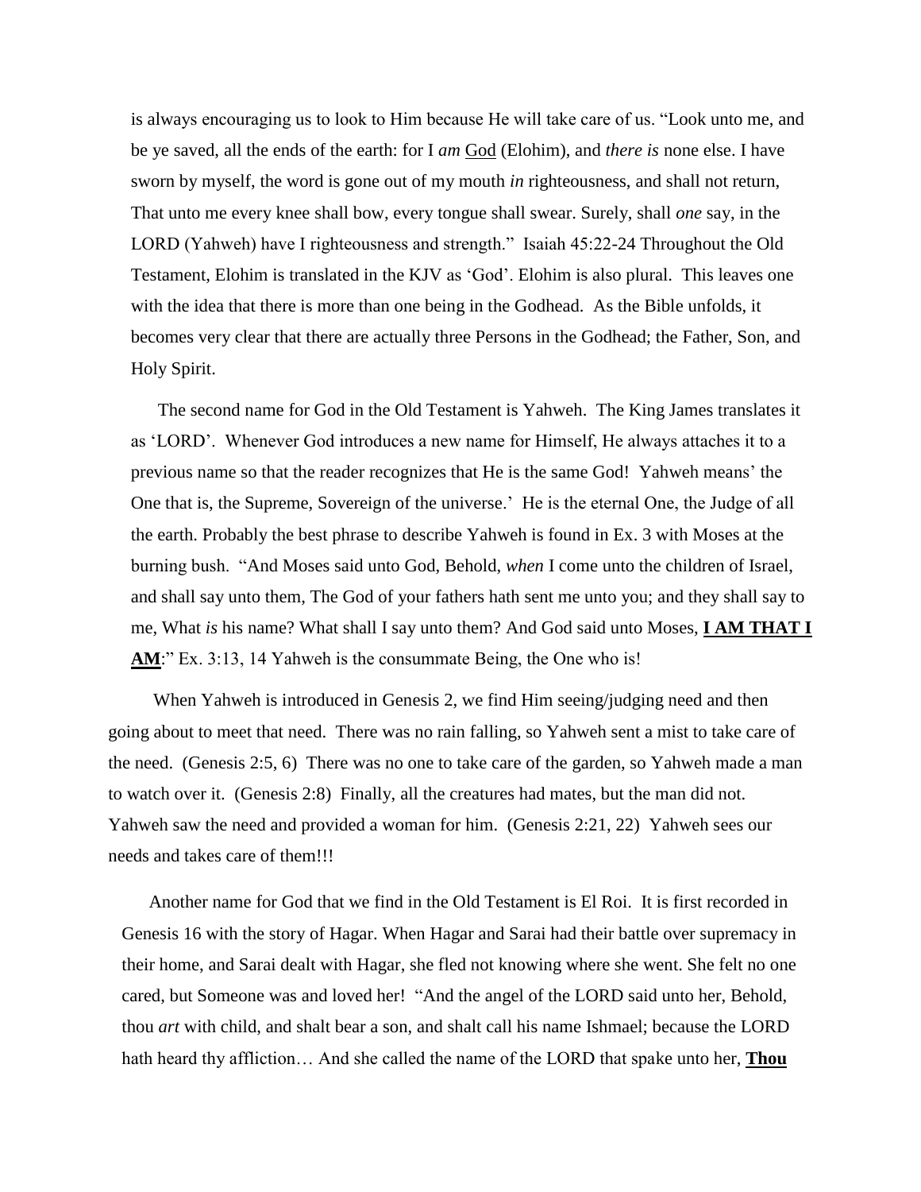is always encouraging us to look to Him because He will take care of us. "Look unto me, and be ye saved, all the ends of the earth: for I *am* God (Elohim), and *there is* none else. I have sworn by myself, the word is gone out of my mouth *in* righteousness, and shall not return, That unto me every knee shall bow, every tongue shall swear. Surely, shall *one* say, in the LORD (Yahweh) have I righteousness and strength." Isaiah 45:22-24 Throughout the Old Testament, Elohim is translated in the KJV as 'God'. Elohim is also plural. This leaves one with the idea that there is more than one being in the Godhead. As the Bible unfolds, it becomes very clear that there are actually three Persons in the Godhead; the Father, Son, and Holy Spirit.

The second name for God in the Old Testament is Yahweh. The King James translates it as 'LORD'. Whenever God introduces a new name for Himself, He always attaches it to a previous name so that the reader recognizes that He is the same God! Yahweh means' the One that is, the Supreme, Sovereign of the universe.' He is the eternal One, the Judge of all the earth. Probably the best phrase to describe Yahweh is found in Ex. 3 with Moses at the burning bush. "And Moses said unto God, Behold, *when* I come unto the children of Israel, and shall say unto them, The God of your fathers hath sent me unto you; and they shall say to me, What *is* his name? What shall I say unto them? And God said unto Moses, **I AM THAT I AM**:" Ex. 3:13, 14 Yahweh is the consummate Being, the One who is!

When Yahweh is introduced in Genesis 2, we find Him seeing/judging need and then going about to meet that need. There was no rain falling, so Yahweh sent a mist to take care of the need. (Genesis 2:5, 6) There was no one to take care of the garden, so Yahweh made a man to watch over it. (Genesis 2:8) Finally, all the creatures had mates, but the man did not. Yahweh saw the need and provided a woman for him. (Genesis 2:21, 22) Yahweh sees our needs and takes care of them!!!

Another name for God that we find in the Old Testament is El Roi. It is first recorded in Genesis 16 with the story of Hagar. When Hagar and Sarai had their battle over supremacy in their home, and Sarai dealt with Hagar, she fled not knowing where she went. She felt no one cared, but Someone was and loved her! "And the angel of the LORD said unto her, Behold, thou *art* with child, and shalt bear a son, and shalt call his name Ishmael; because the LORD hath heard thy affliction… And she called the name of the LORD that spake unto her, **Thou**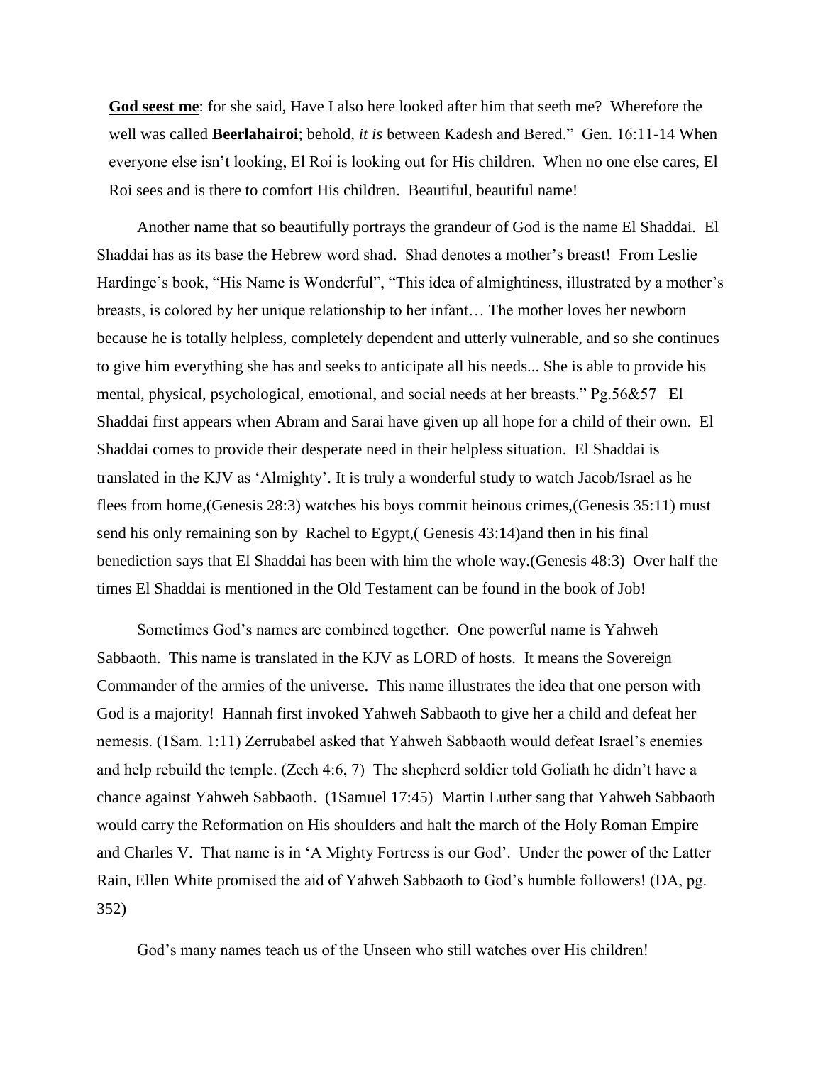**God seest me**: for she said, Have I also here looked after him that seeth me? Wherefore the well was called **Beerlahairoi**; behold, *it is* between Kadesh and Bered." Gen. 16:11-14 When everyone else isn't looking, El Roi is looking out for His children. When no one else cares, El Roi sees and is there to comfort His children. Beautiful, beautiful name!

Another name that so beautifully portrays the grandeur of God is the name El Shaddai. El Shaddai has as its base the Hebrew word shad. Shad denotes a mother's breast! From Leslie Hardinge's book, "His Name is Wonderful", "This idea of almightiness, illustrated by a mother's breasts, is colored by her unique relationship to her infant… The mother loves her newborn because he is totally helpless, completely dependent and utterly vulnerable, and so she continues to give him everything she has and seeks to anticipate all his needs... She is able to provide his mental, physical, psychological, emotional, and social needs at her breasts." Pg.56&57 El Shaddai first appears when Abram and Sarai have given up all hope for a child of their own. El Shaddai comes to provide their desperate need in their helpless situation. El Shaddai is translated in the KJV as 'Almighty'. It is truly a wonderful study to watch Jacob/Israel as he flees from home,(Genesis 28:3) watches his boys commit heinous crimes,(Genesis 35:11) must send his only remaining son by Rachel to Egypt,( Genesis 43:14)and then in his final benediction says that El Shaddai has been with him the whole way.(Genesis 48:3) Over half the times El Shaddai is mentioned in the Old Testament can be found in the book of Job!

Sometimes God's names are combined together. One powerful name is Yahweh Sabbaoth. This name is translated in the KJV as LORD of hosts. It means the Sovereign Commander of the armies of the universe. This name illustrates the idea that one person with God is a majority! Hannah first invoked Yahweh Sabbaoth to give her a child and defeat her nemesis. (1Sam. 1:11) Zerrubabel asked that Yahweh Sabbaoth would defeat Israel's enemies and help rebuild the temple. (Zech 4:6, 7) The shepherd soldier told Goliath he didn't have a chance against Yahweh Sabbaoth. (1Samuel 17:45) Martin Luther sang that Yahweh Sabbaoth would carry the Reformation on His shoulders and halt the march of the Holy Roman Empire and Charles V. That name is in 'A Mighty Fortress is our God'. Under the power of the Latter Rain, Ellen White promised the aid of Yahweh Sabbaoth to God's humble followers! (DA, pg. 352)

God's many names teach us of the Unseen who still watches over His children!